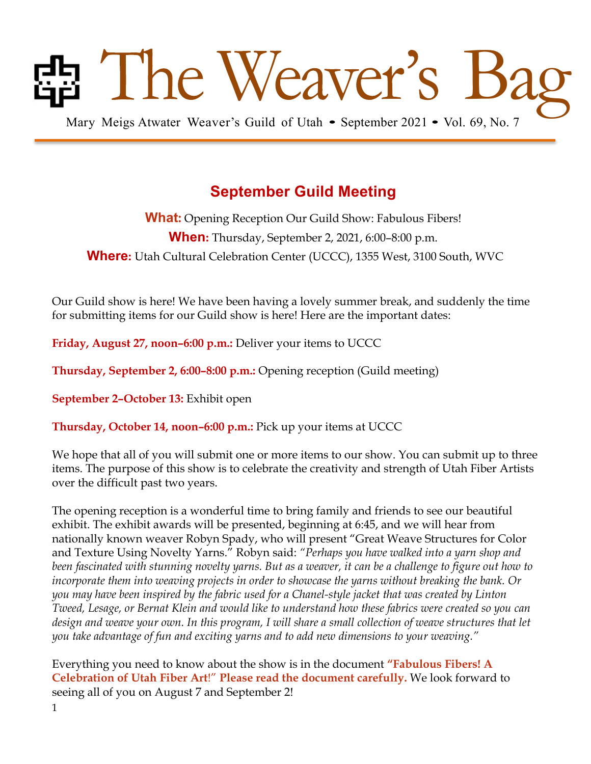# The Weaver's Bag

Mary Meigs Atwater Weaver's Guild of Utah • September 2021 • Vol. 69, No. 7

## September Guild Meeting

**What:** Opening Reception Our Guild Show: Fabulous Fibers!

**When:** Thursday, September 2, 2021, 6:00–8:00 p.m.

**Where:** Utah Cultural Celebration Center (UCCC), 1355 West, 3100 South, WVC

Our Guild show is here! We have been having a lovely summer break, and suddenly the time for submitting items for our Guild show is here! Here are the important dates:

**Friday, August 27, noon–6:00 p.m.:** Deliver your items to UCCC

**Thursday, September 2, 6:00–8:00 p.m.:** Opening reception (Guild meeting)

**September 2–October 13:** Exhibit open

**Thursday, October 14, noon–6:00 p.m.:** Pick up your items at UCCC

We hope that all of you will submit one or more items to our show. You can submit up to three items. The purpose of this show is to celebrate the creativity and strength of Utah Fiber Artists over the difficult past two years.

The opening reception is a wonderful time to bring family and friends to see our beautiful exhibit. The exhibit awards will be presented, beginning at 6:45, and we will hear from nationally known weaver Robyn Spady, who will present "Great Weave Structures for Color and Texture Using Novelty Yarns." Robyn said: *"Perhaps you have walked into a yarn shop and been fascinated with stunning novelty yarns. But as a weaver, it can be a challenge to figure out how to incorporate them into weaving projects in order to showcase the yarns without breaking the bank. Or you may have been inspired by the fabric used for a Chanel-style jacket that was created by Linton Tweed, Lesage, or Bernat Klein and would like to understand how these fabrics were created so you can design and weave your own. In this program, I will share a small collection of weave structures that let you take advantage of fun and exciting yarns and to add new dimensions to your weaving."*

Everything you need to know about the show is in the document **"Fabulous Fibers! A Celebration of Utah Fiber Art!" Please read the document carefully.** We look forward to seeing all of you on August 7 and September 2!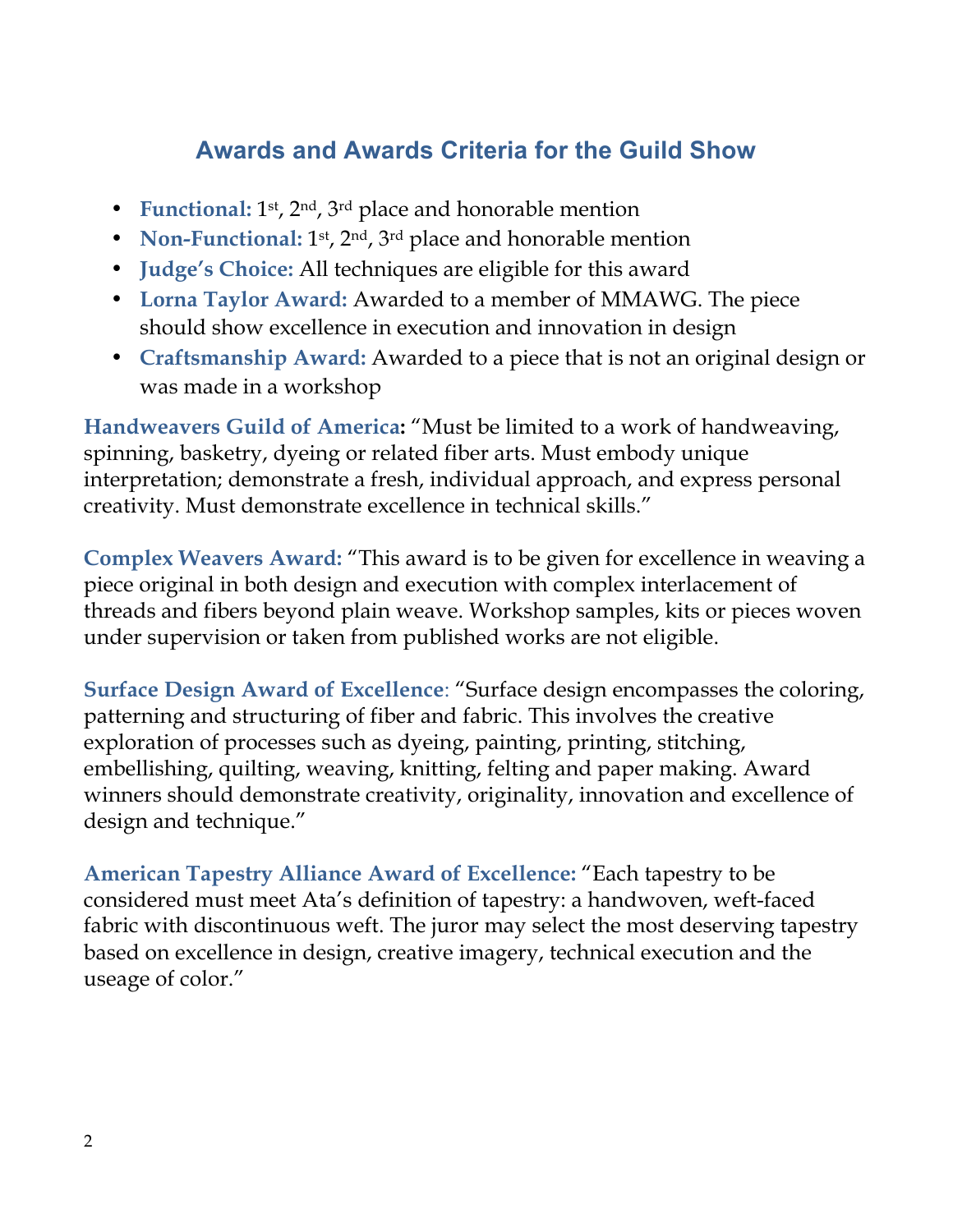## Awards and Awards Criteria for the Guild Show

- **Functional:** 1st, 2nd, 3rd place and honorable mention
- **Non-Functional:** 1st, 2nd, 3rd place and honorable mention
- **Judge's Choice:** All techniques are eligible for this award
- **Lorna Taylor Award:** Awarded to a member of MMAWG. The piece should show excellence in execution and innovation in design
- **Craftsmanship Award:** Awarded to a piece that is not an original design or was made in a workshop

**Handweavers Guild of America:** "Must be limited to a work of handweaving, spinning, basketry, dyeing or related fiber arts. Must embody unique interpretation; demonstrate a fresh, individual approach, and express personal creativity. Must demonstrate excellence in technical skills."

**Complex Weavers Award:** "This award is to be given for excellence in weaving a piece original in both design and execution with complex interlacement of threads and fibers beyond plain weave. Workshop samples, kits or pieces woven under supervision or taken from published works are not eligible.

**Surface Design Award of Excellence**: "Surface design encompasses the coloring, patterning and structuring of fiber and fabric. This involves the creative exploration of processes such as dyeing, painting, printing, stitching, embellishing, quilting, weaving, knitting, felting and paper making. Award winners should demonstrate creativity, originality, innovation and excellence of design and technique."

**American Tapestry Alliance Award of Excellence:** "Each tapestry to be considered must meet Ata's definition of tapestry: a handwoven, weft-faced fabric with discontinuous weft. The juror may select the most deserving tapestry based on excellence in design, creative imagery, technical execution and the useage of color."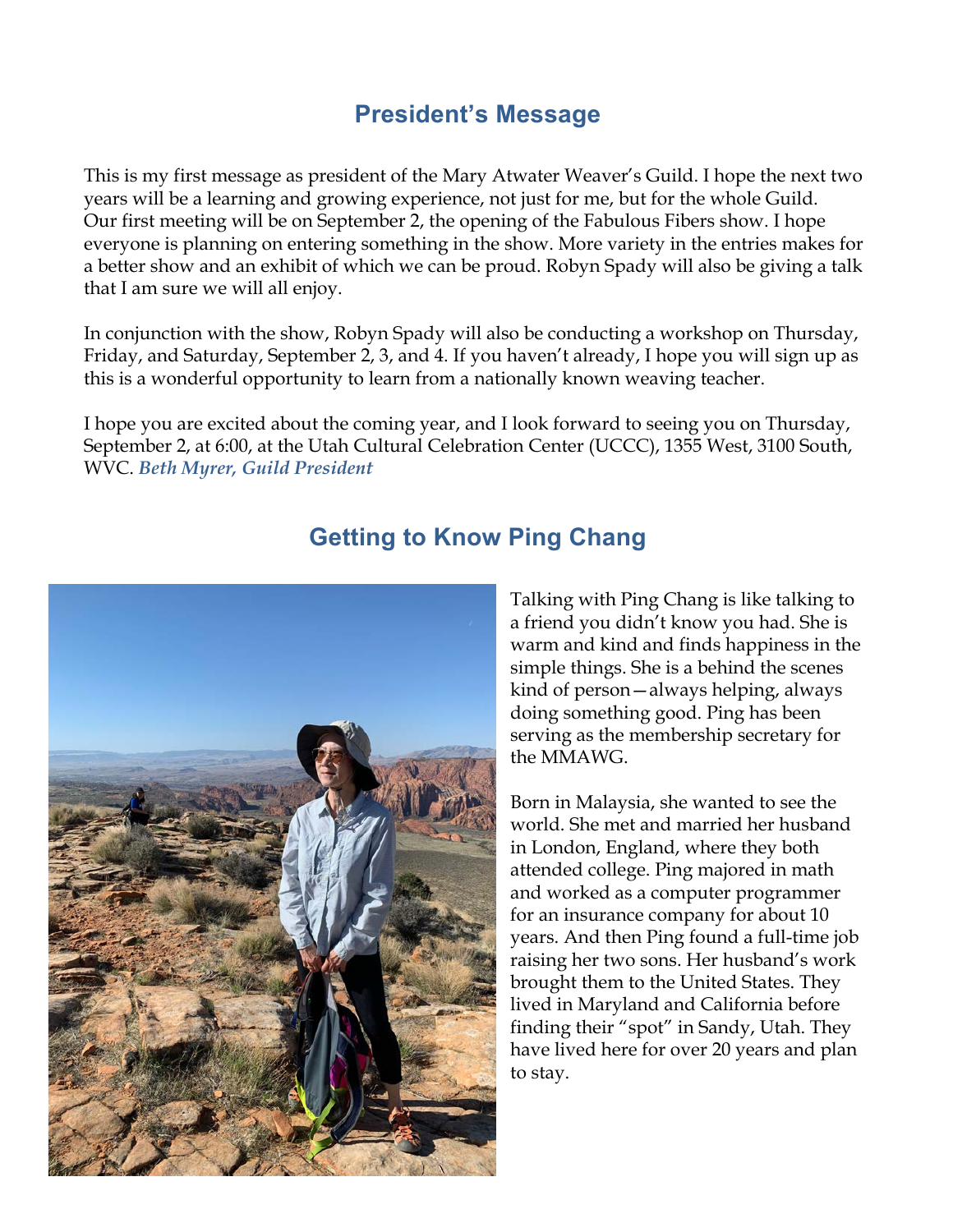## President's Message

This is my first message as president of the Mary Atwater Weaver's Guild. I hope the next two years will be a learning and growing experience, not just for me, but for the whole Guild. Our first meeting will be on September 2, the opening of the Fabulous Fibers show. I hope everyone is planning on entering something in the show. More variety in the entries makes for a better show and an exhibit of which we can be proud. Robyn Spady will also be giving a talk that I am sure we will all enjoy.

In conjunction with the show, Robyn Spady will also be conducting a workshop on Thursday, Friday, and Saturday, September 2, 3, and 4. If you haven't already, I hope you will sign up as this is a wonderful opportunity to learn from a nationally known weaving teacher.

I hope you are excited about the coming year, and I look forward to seeing you on Thursday, September 2, at 6:00, at the Utah Cultural Celebration Center (UCCC), 1355 West, 3100 South, WVC. ***Beth Myrer, Guild President***

## Getting to Know Ping Chang

Talking with Ping Chang is like talking to a friend you didn't know you had. She is warm and kind and finds happiness in the simple things. She is a behind the scenes kind of person—always helping, always doing something good. Ping has been serving as the membership secretary for the MMAWG.

Born in Malaysia, she wanted to see the world. She met and married her husband in London, England, where they both attended college. Ping majored in math and worked as a computer programmer for an insurance company for about 10 years. And then Ping found a full-time job raising her two sons. Her husband's work brought them to the United States. They lived in Maryland and California before finding their "spot" in Sandy, Utah. They have lived here for over 20 years and plan to stay.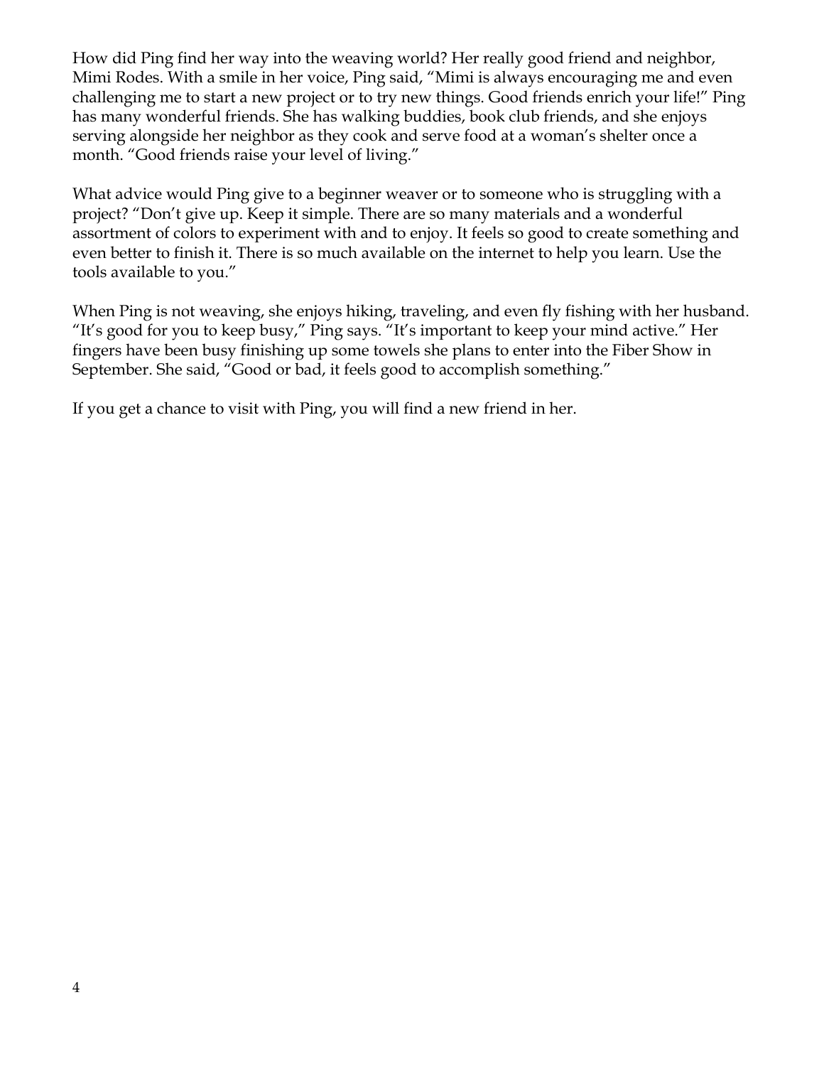How did Ping find her way into the weaving world? Her really good friend and neighbor, Mimi Rodes. With a smile in her voice, Ping said, "Mimi is always encouraging me and even challenging me to start a new project or to try new things. Good friends enrich your life!" Ping has many wonderful friends. She has walking buddies, book club friends, and she enjoys serving alongside her neighbor as they cook and serve food at a woman's shelter once a month. "Good friends raise your level of living."

What advice would Ping give to a beginner weaver or to someone who is struggling with a project? "Don't give up. Keep it simple. There are so many materials and a wonderful assortment of colors to experiment with and to enjoy. It feels so good to create something and even better to finish it. There is so much available on the internet to help you learn. Use the tools available to you."

When Ping is not weaving, she enjoys hiking, traveling, and even fly fishing with her husband. "It's good for you to keep busy," Ping says. "It's important to keep your mind active." Her fingers have been busy finishing up some towels she plans to enter into the Fiber Show in September. She said, "Good or bad, it feels good to accomplish something."

If you get a chance to visit with Ping, you will find a new friend in her.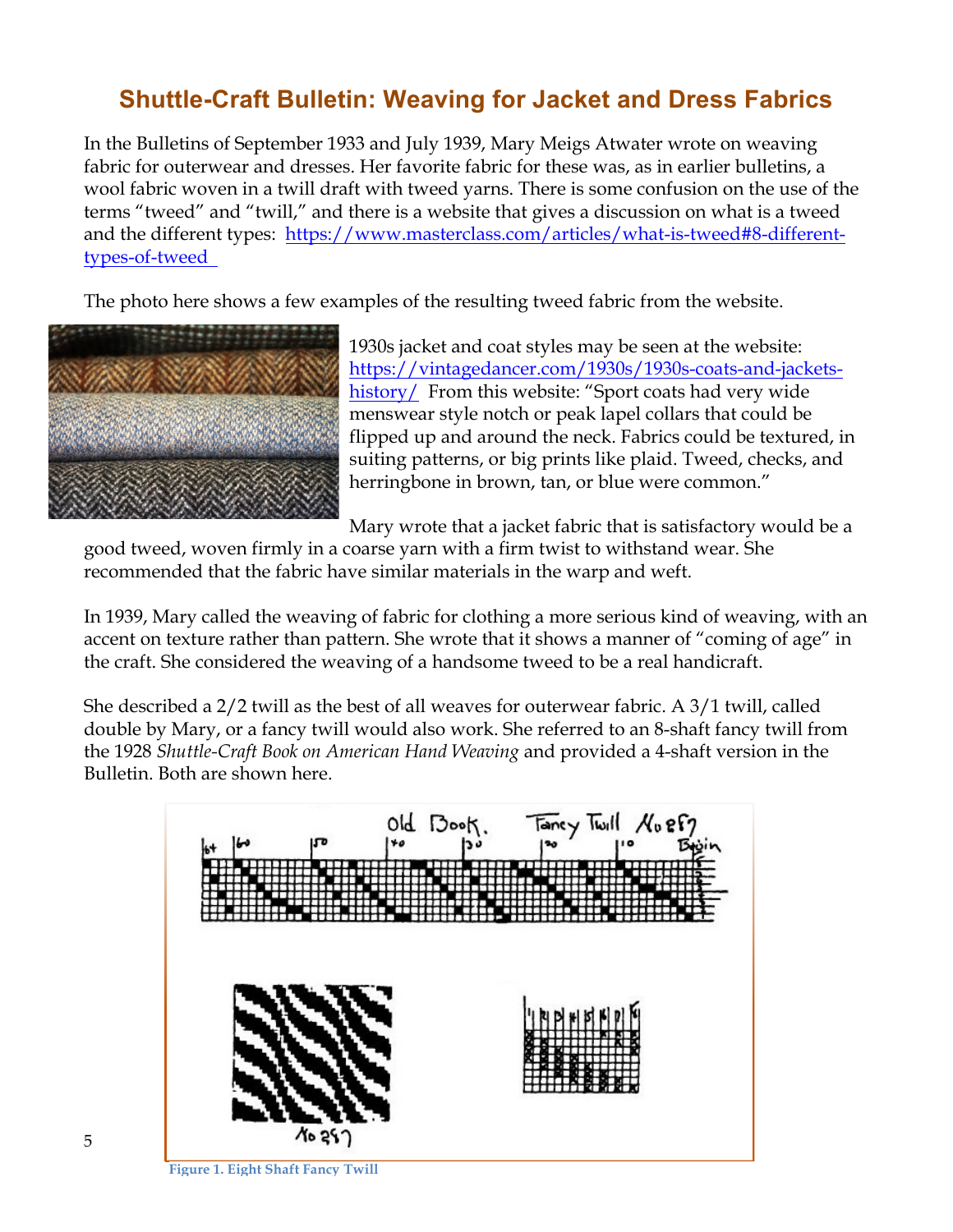# Shuttle-Craft Bulletin: Weaving for Jacket and Dress Fabrics

In the Bulletins of September 1933 and July 1939, Mary Meigs Atwater wrote on weaving fabric for outerwear and dresses. Her favorite fabric for these was, as in earlier bulletins, a wool fabric woven in a twill draft with tweed yarns. There is some confusion on the use of the terms "tweed" and "twill," and there is a website that gives a discussion on what is a tweed and the different types: [https://www.masterclass.com/articles/what-is-tweed#8-different-types-of-tweed](https://www.masterclass.com/articles/what-is-tweed#8-different-types-of-tweed)

The photo here shows a few examples of the resulting tweed fabric from the website.

1930s jacket and coat styles may be seen at the website: [https://vintagedancer.com/1930s/1930s-coats-and-jackets-history/](https://vintagedancer.com/1930s/1930s-coats-and-jackets-history/) From this website: "Sport coats had very wide menswear style notch or peak lapel collars that could be flipped up and around the neck. Fabrics could be textured, in suiting patterns, or big prints like plaid. Tweed, checks, and herringbone in brown, tan, or blue were common."

Mary wrote that a jacket fabric that is satisfactory would be a good tweed, woven firmly in a coarse yarn with a firm twist to withstand wear. She recommended that the fabric have similar materials in the warp and weft.

In 1939, Mary called the weaving of fabric for clothing a more serious kind of weaving, with an accent on texture rather than pattern. She wrote that it shows a manner of "coming of age" in the craft. She considered the weaving of a handsome tweed to be a real handicraft.

She described a 2/2 twill as the best of all weaves for outerwear fabric. A 3/1 twill, called double by Mary, or a fancy twill would also work. She referred to an 8-shaft fancy twill from the 1928 *Shuttle-Craft Book on American Hand Weaving* and provided a 4-shaft version in the Bulletin. Both are shown here.

Figure 1. Eight Shaft Fancy Twill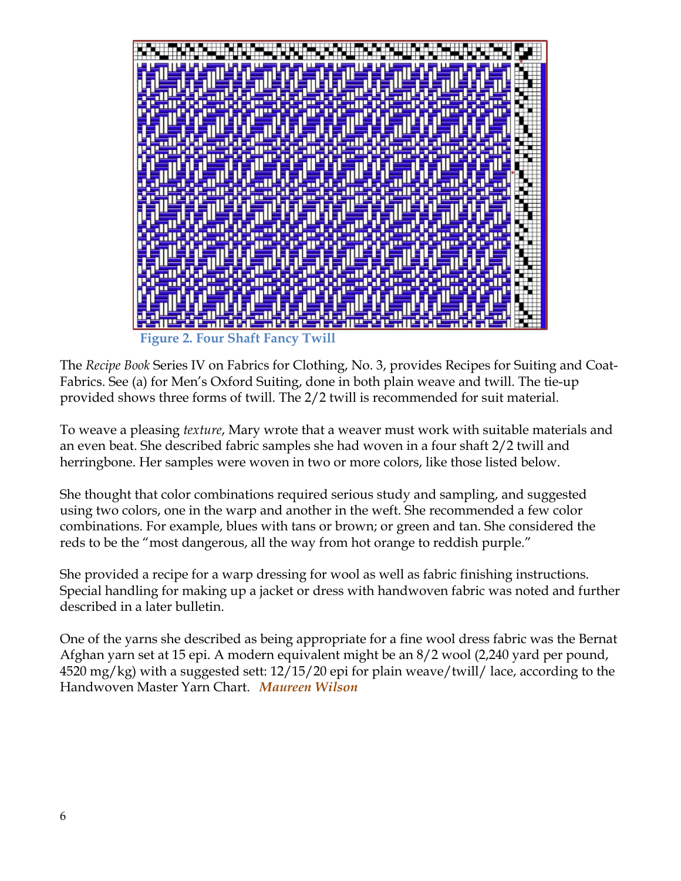**Figure 2. Four Shaft Fancy Twill**

The *Recipe Book* Series IV on Fabrics for Clothing, No. 3, provides Recipes for Suiting and Coat-Fabrics. See (a) for Men's Oxford Suiting, done in both plain weave and twill. The tie-up provided shows three forms of twill. The 2/2 twill is recommended for suit material.

To weave a pleasing *texture*, Mary wrote that a weaver must work with suitable materials and an even beat. She described fabric samples she had woven in a four shaft 2/2 twill and herringbone. Her samples were woven in two or more colors, like those listed below.

She thought that color combinations required serious study and sampling, and suggested using two colors, one in the warp and another in the weft. She recommended a few color combinations. For example, blues with tans or brown; or green and tan. She considered the reds to be the "most dangerous, all the way from hot orange to reddish purple."

She provided a recipe for a warp dressing for wool as well as fabric finishing instructions. Special handling for making up a jacket or dress with handwoven fabric was noted and further described in a later bulletin.

One of the yarns she described as being appropriate for a fine wool dress fabric was the Bernat Afghan yarn set at 15 epi. A modern equivalent might be an 8/2 wool (2,240 yard per pound, 4520 mg/kg) with a suggested sett: 12/15/20 epi for plain weave/twill/ lace, according to the Handwoven Master Yarn Chart. ***Maureen Wilson***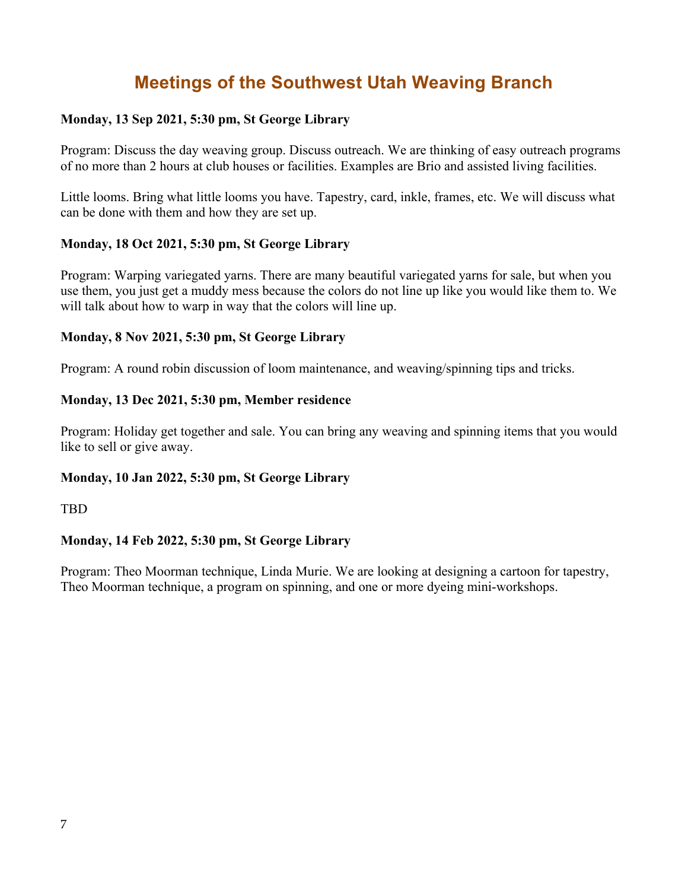# Meetings of the Southwest Utah Weaving Branch

**Monday, 13 Sep 2021, 5:30 pm, St George Library**

Program: Discuss the day weaving group. Discuss outreach. We are thinking of easy outreach programs of no more than 2 hours at club houses or facilities. Examples are Brio and assisted living facilities.

Little looms. Bring what little looms you have. Tapestry, card, inkle, frames, etc. We will discuss what can be done with them and how they are set up.

**Monday, 18 Oct 2021, 5:30 pm, St George Library**

Program: Warping variegated yarns. There are many beautiful variegated yarns for sale, but when you use them, you just get a muddy mess because the colors do not line up like you would like them to. We will talk about how to warp in way that the colors will line up.

**Monday, 8 Nov 2021, 5:30 pm, St George Library**

Program: A round robin discussion of loom maintenance, and weaving/spinning tips and tricks.

**Monday, 13 Dec 2021, 5:30 pm, Member residence**

Program: Holiday get together and sale. You can bring any weaving and spinning items that you would like to sell or give away.

**Monday, 10 Jan 2022, 5:30 pm, St George Library**

TBD

**Monday, 14 Feb 2022, 5:30 pm, St George Library**

Program: Theo Moorman technique, Linda Murie. We are looking at designing a cartoon for tapestry, Theo Moorman technique, a program on spinning, and one or more dyeing mini-workshops.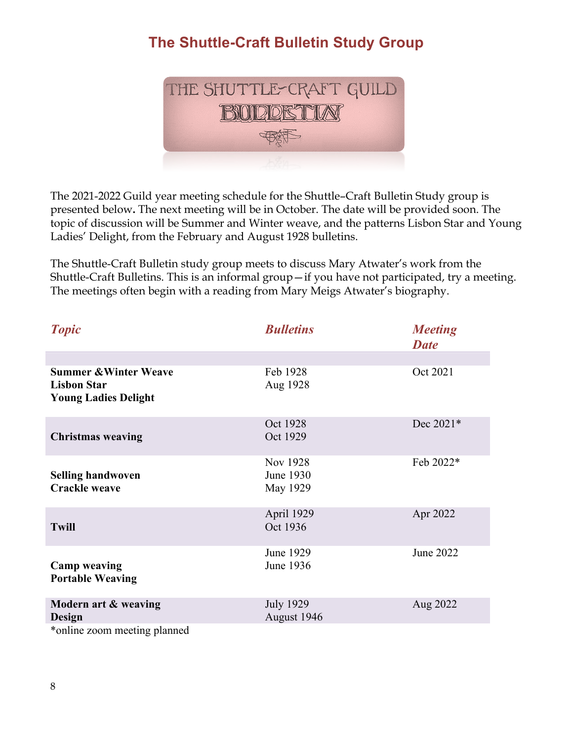# The Shuttle-Craft Bulletin Study Group

The 2021-2022 Guild year meeting schedule for the Shuttle–Craft Bulletin Study group is presented below**.** The next meeting will be in October. The date will be provided soon. The topic of discussion will be Summer and Winter weave, and the patterns Lisbon Star and Young Ladies' Delight, from the February and August 1928 bulletins.

The Shuttle-Craft Bulletin study group meets to discuss Mary Atwater's work from the Shuttle-Craft Bulletins. This is an informal group—if you have not participated, try a meeting. The meetings often begin with a reading from Mary Meigs Atwater's biography.

| *Topic* | *Bulletins* | *Meeting Date* |
|---|---|---|
| **Summer &Winter Weave**<br>**Lisbon Star**<br>**Young Ladies Delight** | Feb 1928<br>Aug 1928 | Oct 2021 |
| **Christmas weaving** | Oct 1928<br>Oct 1929 | Dec 2021* |
| **Selling handwoven**<br>**Crackle weave** | Nov 1928<br>June 1930<br>May 1929 | Feb 2022* |
| **Twill** | April 1929<br>Oct 1936 | Apr 2022 |
| **Camp weaving**<br>**Portable Weaving** | June 1929<br>June 1936 | June 2022 |
| **Modern art & weaving**<br>**Design** | July 1929<br>August 1946 | Aug 2022 |

*online zoom meeting planned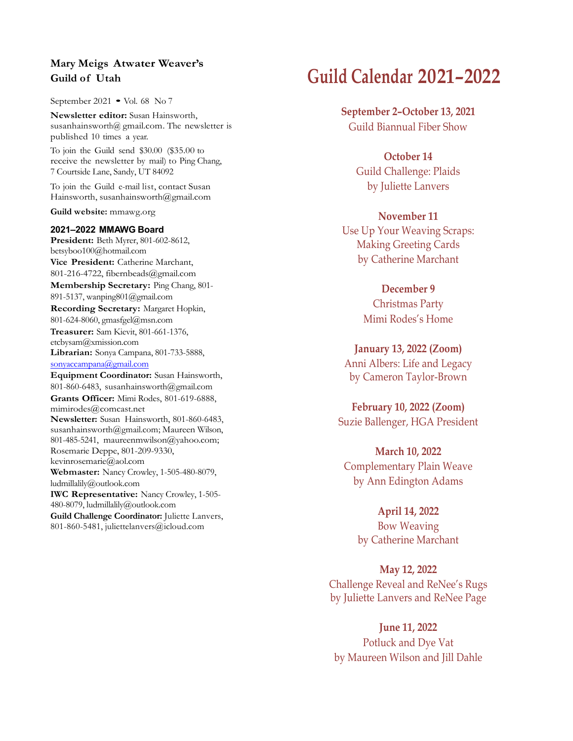**Mary Meigs Atwater Weaver's Guild of Utah**

September 2021 • Vol. 68 No 7

**Newsletter editor:** Susan Hainsworth, susanhainsworth@ gmail.com. The newsletter is published 10 times a year.

To join the Guild send $30.00 ($35.00 to receive the newsletter by mail) to Ping Chang, 7 Courtside Lane, Sandy, UT 84092

To join the Guild e-mail list, contact Susan Hainsworth, susanhainsworth@gmail.com

**Guild website:** mmawg.org

### 2021–2022 MMAWG Board

**President:** Beth Myrer, 801-602-8612, betsyboo100@hotmail.com
**Vice President:** Catherine Marchant, 801-216-4722, fibernbeads@gmail.com
**Membership Secretary:** Ping Chang, 801-891-5137, wanping801@gmail.com
**Recording Secretary:** Margaret Hopkin, 801-624-8060, gmasfgel@msn.com
**Treasurer:** Sam Kievit, 801-661-1376, etcbysam@xmission.com
**Librarian:** Sonya Campana, 801-733-5888, sonyaccampana@gmail.com
**Equipment Coordinator:** Susan Hainsworth, 801-860-6483, susanhainsworth@gmail.com
**Grants Officer:** Mimi Rodes, 801-619-6888, mimirodes@comcast.net
**Newsletter:** Susan Hainsworth, 801-860-6483, susanhainsworth@gmail.com; Maureen Wilson, 801-485-5241, maureenmwilson@yahoo.com; Rosemarie Deppe, 801-209-9330, kevinrosemarie@aol.com
**Webmaster:** Nancy Crowley, 1-505-480-8079, ludmillalily@outlook.com
**IWC Representative:** Nancy Crowley, 1-505-480-8079, ludmillalily@outlook.com
**Guild Challenge Coordinator:** Juliette Lanvers, 801-860-5481, juliettelanvers@icloud.com

# Guild Calendar 2021–2022

**September 2–October 13, 2021**
Guild Biannual Fiber Show

**October 14**
Guild Challenge: Plaids
by Juliette Lanvers

**November 11**
Use Up Your Weaving Scraps:
Making Greeting Cards
by Catherine Marchant

**December 9**
Christmas Party
Mimi Rodes's Home

**January 13, 2022 (Zoom)**
Anni Albers: Life and Legacy
by Cameron Taylor-Brown

**February 10, 2022 (Zoom)**
Suzie Ballenger, HGA President

**March 10, 2022**
Complementary Plain Weave
by Ann Edington Adams

**April 14, 2022**
Bow Weaving
by Catherine Marchant

**May 12, 2022**
Challenge Reveal and ReNee's Rugs
by Juliette Lanvers and ReNee Page

**June 11, 2022**
Potluck and Dye Vat
by Maureen Wilson and Jill Dahle